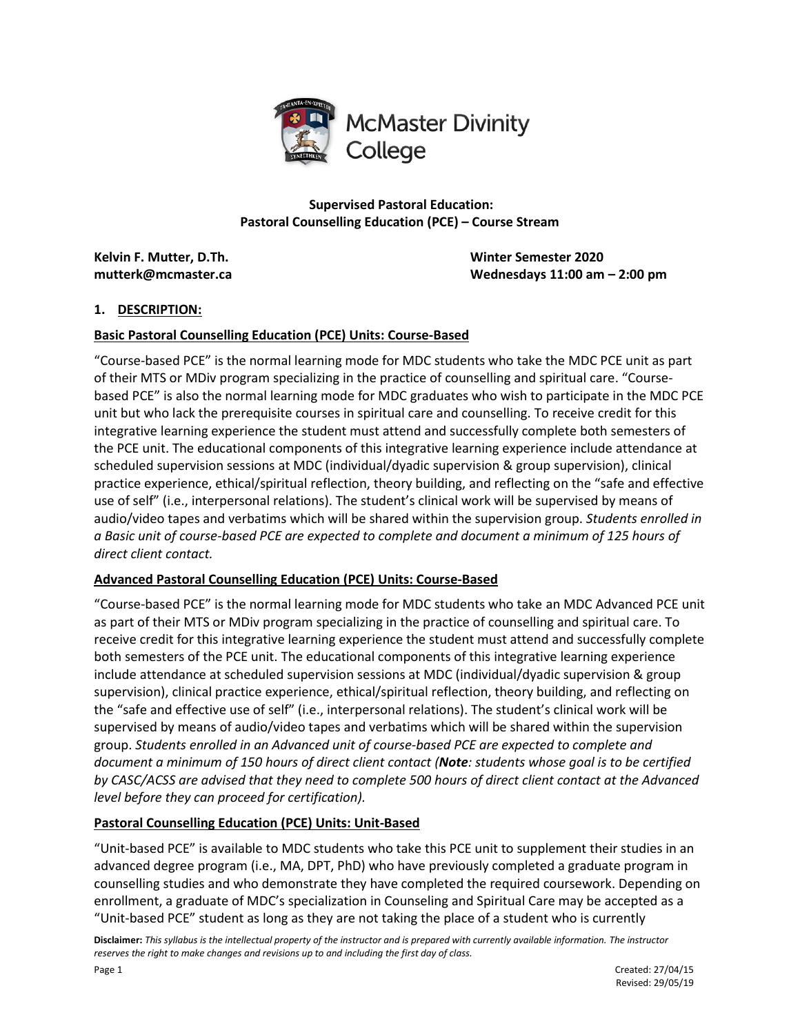McMaster Divinity College

**Supervised Pastoral Education:**
**Pastoral Counselling Education (PCE) – Course Stream**

**Kelvin F. Mutter, D.Th.**
**mutterk@mcmaster.ca**

**Winter Semester 2020**
**Wednesdays 11:00 am – 2:00 pm**

## 1. DESCRIPTION:

### Basic Pastoral Counselling Education (PCE) Units: Course-Based

"Course-based PCE" is the normal learning mode for MDC students who take the MDC PCE unit as part of their MTS or MDiv program specializing in the practice of counselling and spiritual care. "Course-based PCE" is also the normal learning mode for MDC graduates who wish to participate in the MDC PCE unit but who lack the prerequisite courses in spiritual care and counselling. To receive credit for this integrative learning experience the student must attend and successfully complete both semesters of the PCE unit. The educational components of this integrative learning experience include attendance at scheduled supervision sessions at MDC (individual/dyadic supervision & group supervision), clinical practice experience, ethical/spiritual reflection, theory building, and reflecting on the "safe and effective use of self" (i.e., interpersonal relations). The student's clinical work will be supervised by means of audio/video tapes and verbatims which will be shared within the supervision group. *Students enrolled in a Basic unit of course-based PCE are expected to complete and document a minimum of 125 hours of direct client contact.*

### Advanced Pastoral Counselling Education (PCE) Units: Course-Based

"Course-based PCE" is the normal learning mode for MDC students who take an MDC Advanced PCE unit as part of their MTS or MDiv program specializing in the practice of counselling and spiritual care. To receive credit for this integrative learning experience the student must attend and successfully complete both semesters of the PCE unit. The educational components of this integrative learning experience include attendance at scheduled supervision sessions at MDC (individual/dyadic supervision & group supervision), clinical practice experience, ethical/spiritual reflection, theory building, and reflecting on the "safe and effective use of self" (i.e., interpersonal relations). The student's clinical work will be supervised by means of audio/video tapes and verbatims which will be shared within the supervision group. *Students enrolled in an Advanced unit of course-based PCE are expected to complete and document a minimum of 150 hours of direct client contact (**Note**: students whose goal is to be certified by CASC/ACSS are advised that they need to complete 500 hours of direct client contact at the Advanced level before they can proceed for certification).*

### Pastoral Counselling Education (PCE) Units: Unit-Based

"Unit-based PCE" is available to MDC students who take this PCE unit to supplement their studies in an advanced degree program (i.e., MA, DPT, PhD) who have previously completed a graduate program in counselling studies and who demonstrate they have completed the required coursework. Depending on enrollment, a graduate of MDC's specialization in Counseling and Spiritual Care may be accepted as a "Unit-based PCE" student as long as they are not taking the place of a student who is currently

**Disclaimer:** *This syllabus is the intellectual property of the instructor and is prepared with currently available information. The instructor reserves the right to make changes and revisions up to and including the first day of class.*

Created: 27/04/15
Revised: 29/05/19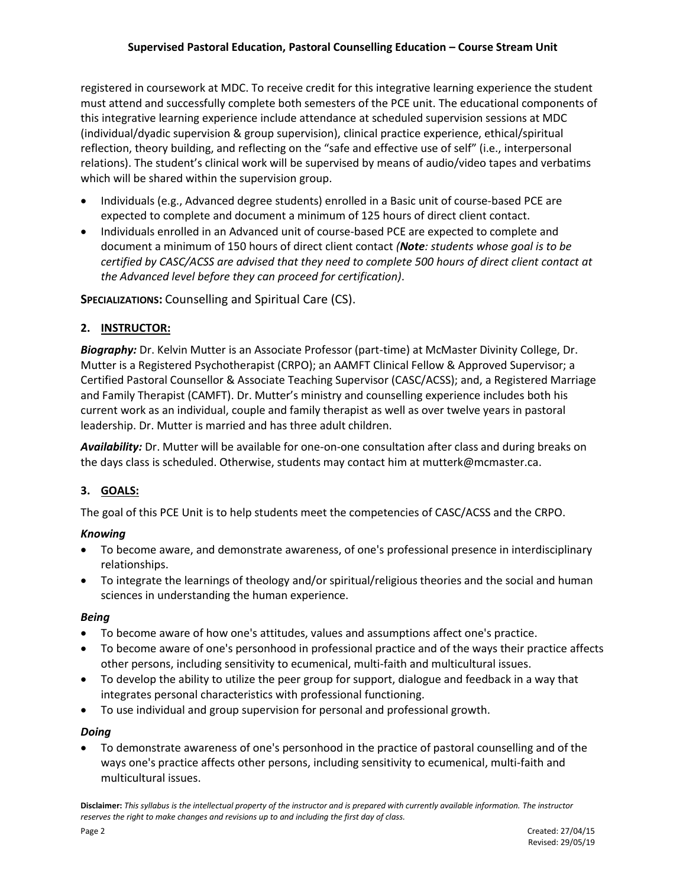registered in coursework at MDC. To receive credit for this integrative learning experience the student must attend and successfully complete both semesters of the PCE unit. The educational components of this integrative learning experience include attendance at scheduled supervision sessions at MDC (individual/dyadic supervision & group supervision), clinical practice experience, ethical/spiritual reflection, theory building, and reflecting on the "safe and effective use of self" (i.e., interpersonal relations). The student's clinical work will be supervised by means of audio/video tapes and verbatims which will be shared within the supervision group.

- Individuals (e.g., Advanced degree students) enrolled in a Basic unit of course-based PCE are expected to complete and document a minimum of 125 hours of direct client contact.
- Individuals enrolled in an Advanced unit of course-based PCE are expected to complete and document a minimum of 150 hours of direct client contact *(**Note**: students whose goal is to be certified by CASC/ACSS are advised that they need to complete 500 hours of direct client contact at the Advanced level before they can proceed for certification)*.

**SPECIALIZATIONS:** Counselling and Spiritual Care (CS).

## 2. INSTRUCTOR:

***Biography:*** Dr. Kelvin Mutter is an Associate Professor (part-time) at McMaster Divinity College, Dr. Mutter is a Registered Psychotherapist (CRPO); an AAMFT Clinical Fellow & Approved Supervisor; a Certified Pastoral Counsellor & Associate Teaching Supervisor (CASC/ACSS); and, a Registered Marriage and Family Therapist (CAMFT). Dr. Mutter's ministry and counselling experience includes both his current work as an individual, couple and family therapist as well as over twelve years in pastoral leadership. Dr. Mutter is married and has three adult children.

***Availability:*** Dr. Mutter will be available for one-on-one consultation after class and during breaks on the days class is scheduled. Otherwise, students may contact him at mutterk@mcmaster.ca.

## 3. GOALS:

The goal of this PCE Unit is to help students meet the competencies of CASC/ACSS and the CRPO.

### *Knowing*

- To become aware, and demonstrate awareness, of one's professional presence in interdisciplinary relationships.
- To integrate the learnings of theology and/or spiritual/religious theories and the social and human sciences in understanding the human experience.

### *Being*

- To become aware of how one's attitudes, values and assumptions affect one's practice.
- To become aware of one's personhood in professional practice and of the ways their practice affects other persons, including sensitivity to ecumenical, multi-faith and multicultural issues.
- To develop the ability to utilize the peer group for support, dialogue and feedback in a way that integrates personal characteristics with professional functioning.
- To use individual and group supervision for personal and professional growth.

### *Doing*

- To demonstrate awareness of one's personhood in the practice of pastoral counselling and of the ways one's practice affects other persons, including sensitivity to ecumenical, multi-faith and multicultural issues.

**Disclaimer:** *This syllabus is the intellectual property of the instructor and is prepared with currently available information. The instructor reserves the right to make changes and revisions up to and including the first day of class.*

Created: 27/04/15
Revised: 29/05/19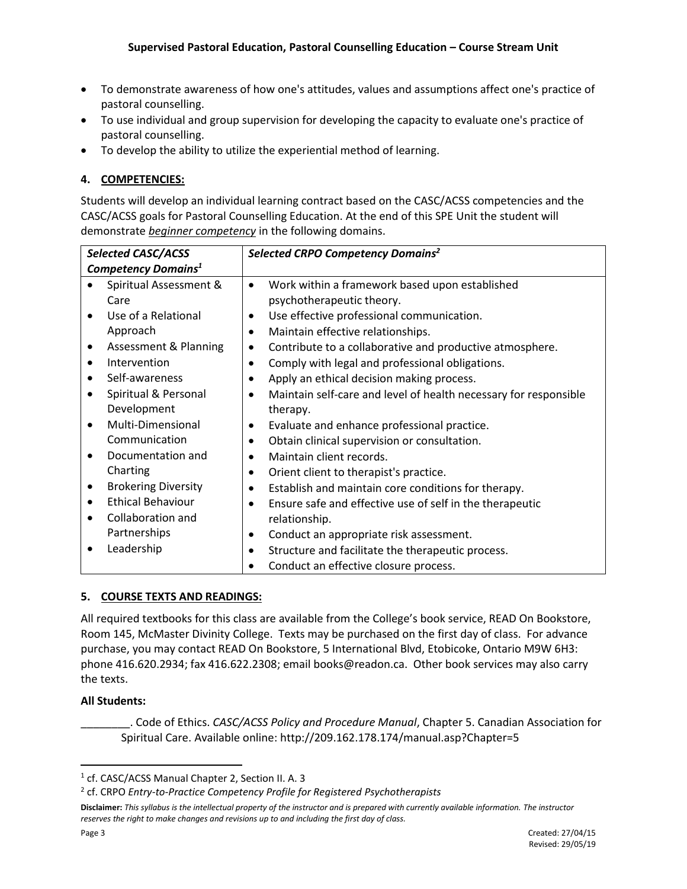- To demonstrate awareness of how one's attitudes, values and assumptions affect one's practice of pastoral counselling.
- To use individual and group supervision for developing the capacity to evaluate one's practice of pastoral counselling.
- To develop the ability to utilize the experiential method of learning.

## 4. COMPETENCIES:

Students will develop an individual learning contract based on the CASC/ACSS competencies and the CASC/ACSS goals for Pastoral Counselling Education. At the end of this SPE Unit the student will demonstrate ***beginner competency*** in the following domains.

| *Selected CASC/ACSS Competency Domains*[1] | *Selected CRPO Competency Domains*[2] |
|---|---|
| • Spiritual Assessment & Care<br>• Use of a Relational Approach<br>• Assessment & Planning<br>• Intervention<br>• Self-awareness<br>• Spiritual & Personal Development<br>• Multi-Dimensional Communication<br>• Documentation and Charting<br>• Brokering Diversity<br>• Ethical Behaviour<br>• Collaboration and Partnerships<br>• Leadership | • Work within a framework based upon established psychotherapeutic theory.<br>• Use effective professional communication.<br>• Maintain effective relationships.<br>• Contribute to a collaborative and productive atmosphere.<br>• Comply with legal and professional obligations.<br>• Apply an ethical decision making process.<br>• Maintain self-care and level of health necessary for responsible therapy.<br>• Evaluate and enhance professional practice.<br>• Obtain clinical supervision or consultation.<br>• Maintain client records.<br>• Orient client to therapist's practice.<br>• Establish and maintain core conditions for therapy.<br>• Ensure safe and effective use of self in the therapeutic relationship.<br>• Conduct an appropriate risk assessment.<br>• Structure and facilitate the therapeutic process.<br>• Conduct an effective closure process. |

## 5. COURSE TEXTS AND READINGS:

All required textbooks for this class are available from the College's book service, READ On Bookstore, Room 145, McMaster Divinity College. Texts may be purchased on the first day of class. For advance purchase, you may contact READ On Bookstore, 5 International Blvd, Etobicoke, Ontario M9W 6H3: phone 416.620.2934; fax 416.622.2308; email books@readon.ca. Other book services may also carry the texts.

**All Students:**

________. Code of Ethics. *CASC/ACSS Policy and Procedure Manual*, Chapter 5. Canadian Association for Spiritual Care. Available online: http://209.162.178.174/manual.asp?Chapter=5

[1] cf. CASC/ACSS Manual Chapter 2, Section II. A. 3

[2] cf. CRPO *Entry-to-Practice Competency Profile for Registered Psychotherapists*

**Disclaimer:** *This syllabus is the intellectual property of the instructor and is prepared with currently available information. The instructor reserves the right to make changes and revisions up to and including the first day of class.*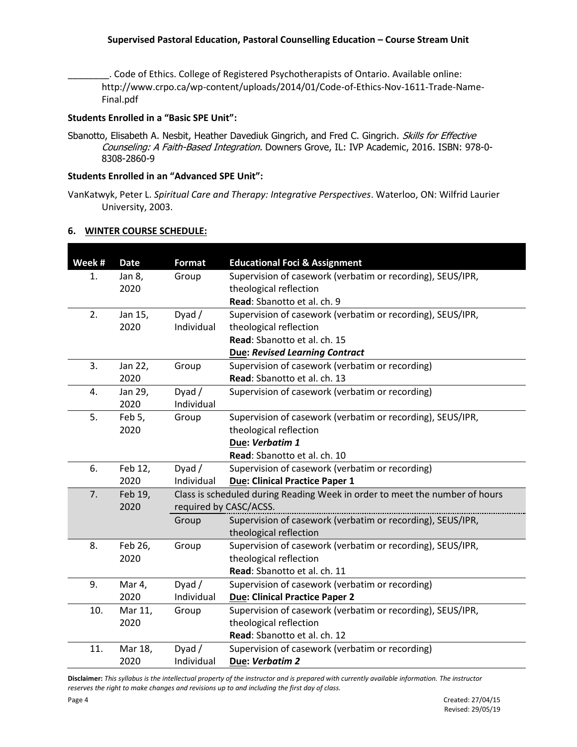________. Code of Ethics. College of Registered Psychotherapists of Ontario. Available online: http://www.crpo.ca/wp-content/uploads/2014/01/Code-of-Ethics-Nov-1611-Trade-Name-Final.pdf

**Students Enrolled in a "Basic SPE Unit":**

Sbanotto, Elisabeth A. Nesbit, Heather Davediuk Gingrich, and Fred C. Gingrich. *Skills for Effective Counseling: A Faith-Based Integration.* Downers Grove, IL: IVP Academic, 2016. ISBN: 978-0-8308-2860-9

**Students Enrolled in an "Advanced SPE Unit":**

VanKatwyk, Peter L. *Spiritual Care and Therapy: Integrative Perspectives*. Waterloo, ON: Wilfrid Laurier University, 2003.

## 6. WINTER COURSE SCHEDULE:

| Week # | Date | Format | Educational Foci & Assignment |
|---|---|---|---|
| 1. | Jan 8, 2020 | Group | Supervision of casework (verbatim or recording), SEUS/IPR, theological reflection<br>**Read**: Sbanotto et al. ch. 9 |
| 2. | Jan 15, 2020 | Dyad / Individual | Supervision of casework (verbatim or recording), SEUS/IPR, theological reflection<br>**Read**: Sbanotto et al. ch. 15<br>**Due: *Revised Learning Contract*** |
| 3. | Jan 22, 2020 | Group | Supervision of casework (verbatim or recording)<br>**Read**: Sbanotto et al. ch. 13 |
| 4. | Jan 29, 2020 | Dyad / Individual | Supervision of casework (verbatim or recording) |
| 5. | Feb 5, 2020 | Group | Supervision of casework (verbatim or recording), SEUS/IPR, theological reflection<br>**Due: *Verbatim 1***<br>**Read**: Sbanotto et al. ch. 10 |
| 6. | Feb 12, 2020 | Dyad / Individual | Supervision of casework (verbatim or recording)<br>**Due: Clinical Practice Paper 1** |
| 7. | Feb 19, 2020 | | Class is scheduled during Reading Week in order to meet the number of hours required by CASC/ACSS. |
| | | Group | Supervision of casework (verbatim or recording), SEUS/IPR, theological reflection |
| 8. | Feb 26, 2020 | Group | Supervision of casework (verbatim or recording), SEUS/IPR, theological reflection<br>**Read**: Sbanotto et al. ch. 11 |
| 9. | Mar 4, 2020 | Dyad / Individual | Supervision of casework (verbatim or recording)<br>**Due: Clinical Practice Paper 2** |
| 10. | Mar 11, 2020 | Group | Supervision of casework (verbatim or recording), SEUS/IPR, theological reflection<br>**Read**: Sbanotto et al. ch. 12 |
| 11. | Mar 18, 2020 | Dyad / Individual | Supervision of casework (verbatim or recording)<br>**Due: *Verbatim 2*** |

**Disclaimer:** *This syllabus is the intellectual property of the instructor and is prepared with currently available information. The instructor reserves the right to make changes and revisions up to and including the first day of class.*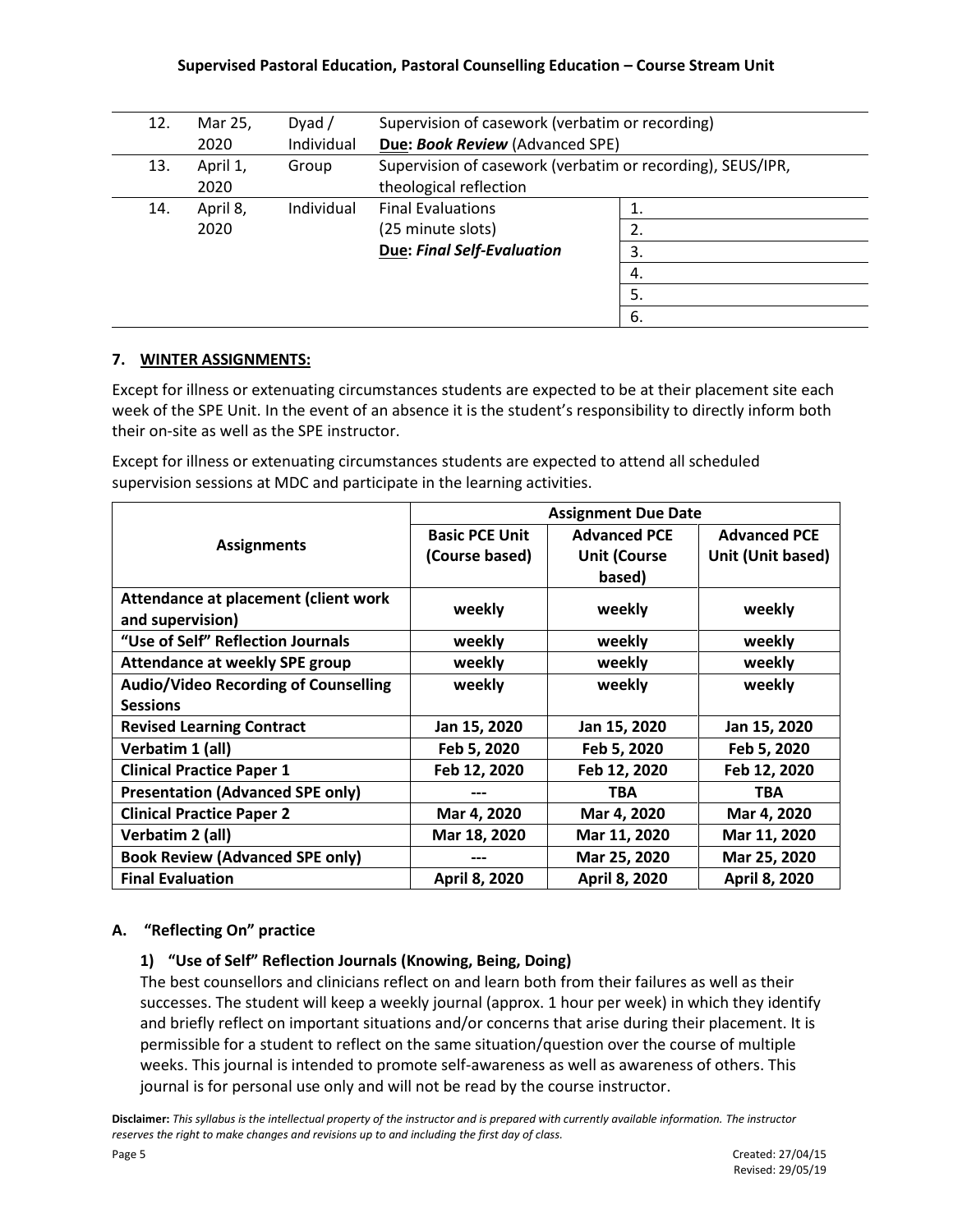| 12. | Mar 25, 2020 | Dyad / Individual | Supervision of casework (verbatim or recording)<br>**Due: *Book Review*** (Advanced SPE) | |
|---|---|---|---|---|
| 13. | April 1, 2020 | Group | Supervision of casework (verbatim or recording), SEUS/IPR, theological reflection | |
| 14. | April 8, 2020 | Individual | Final Evaluations<br>(25 minute slots)<br>**Due: *Final Self-Evaluation*** | 1.<br>2.<br>3.<br>4.<br>5.<br>6. |

## 7. WINTER ASSIGNMENTS:

Except for illness or extenuating circumstances students are expected to be at their placement site each week of the SPE Unit. In the event of an absence it is the student's responsibility to directly inform both their on-site as well as the SPE instructor.

Except for illness or extenuating circumstances students are expected to attend all scheduled supervision sessions at MDC and participate in the learning activities.

| Assignments | Assignment Due Date | | |
|---|---|---|---|
| | **Basic PCE Unit (Course based)** | **Advanced PCE Unit (Course based)** | **Advanced PCE Unit (Unit based)** |
| **Attendance at placement (client work and supervision)** | **weekly** | **weekly** | **weekly** |
| **"Use of Self" Reflection Journals** | **weekly** | **weekly** | **weekly** |
| **Attendance at weekly SPE group** | **weekly** | **weekly** | **weekly** |
| **Audio/Video Recording of Counselling Sessions** | **weekly** | **weekly** | **weekly** |
| **Revised Learning Contract** | **Jan 15, 2020** | **Jan 15, 2020** | **Jan 15, 2020** |
| **Verbatim 1 (all)** | **Feb 5, 2020** | **Feb 5, 2020** | **Feb 5, 2020** |
| **Clinical Practice Paper 1** | **Feb 12, 2020** | **Feb 12, 2020** | **Feb 12, 2020** |
| **Presentation (Advanced SPE only)** | **---** | **TBA** | **TBA** |
| **Clinical Practice Paper 2** | **Mar 4, 2020** | **Mar 4, 2020** | **Mar 4, 2020** |
| **Verbatim 2 (all)** | **Mar 18, 2020** | **Mar 11, 2020** | **Mar 11, 2020** |
| **Book Review (Advanced SPE only)** | **---** | **Mar 25, 2020** | **Mar 25, 2020** |
| **Final Evaluation** | **April 8, 2020** | **April 8, 2020** | **April 8, 2020** |

### A. "Reflecting On" practice

#### 1) "Use of Self" Reflection Journals (Knowing, Being, Doing)

The best counsellors and clinicians reflect on and learn both from their failures as well as their successes. The student will keep a weekly journal (approx. 1 hour per week) in which they identify and briefly reflect on important situations and/or concerns that arise during their placement. It is permissible for a student to reflect on the same situation/question over the course of multiple weeks. This journal is intended to promote self-awareness as well as awareness of others. This journal is for personal use only and will not be read by the course instructor.

**Disclaimer:** *This syllabus is the intellectual property of the instructor and is prepared with currently available information. The instructor reserves the right to make changes and revisions up to and including the first day of class.*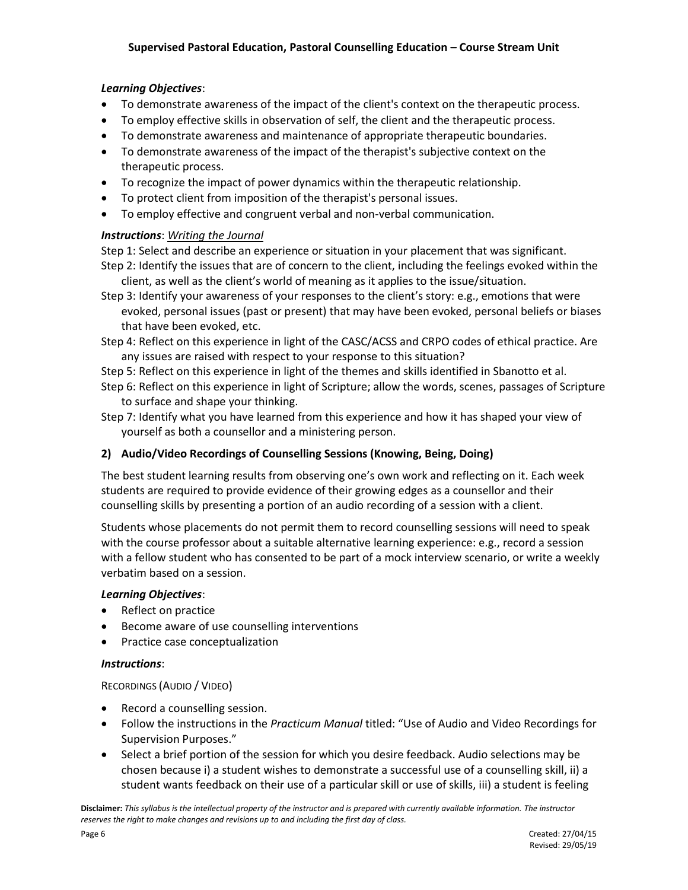***Learning Objectives***:

- To demonstrate awareness of the impact of the client's context on the therapeutic process.
- To employ effective skills in observation of self, the client and the therapeutic process.
- To demonstrate awareness and maintenance of appropriate therapeutic boundaries.
- To demonstrate awareness of the impact of the therapist's subjective context on the therapeutic process.
- To recognize the impact of power dynamics within the therapeutic relationship.
- To protect client from imposition of the therapist's personal issues.
- To employ effective and congruent verbal and non-verbal communication.

***Instructions***: *Writing the Journal*

Step 1: Select and describe an experience or situation in your placement that was significant.

Step 2: Identify the issues that are of concern to the client, including the feelings evoked within the client, as well as the client's world of meaning as it applies to the issue/situation.

Step 3: Identify your awareness of your responses to the client's story: e.g., emotions that were evoked, personal issues (past or present) that may have been evoked, personal beliefs or biases that have been evoked, etc.

Step 4: Reflect on this experience in light of the CASC/ACSS and CRPO codes of ethical practice. Are any issues are raised with respect to your response to this situation?

Step 5: Reflect on this experience in light of the themes and skills identified in Sbanotto et al.

Step 6: Reflect on this experience in light of Scripture; allow the words, scenes, passages of Scripture to surface and shape your thinking.

Step 7: Identify what you have learned from this experience and how it has shaped your view of yourself as both a counsellor and a ministering person.

### 2) Audio/Video Recordings of Counselling Sessions (Knowing, Being, Doing)

The best student learning results from observing one's own work and reflecting on it. Each week students are required to provide evidence of their growing edges as a counsellor and their counselling skills by presenting a portion of an audio recording of a session with a client.

Students whose placements do not permit them to record counselling sessions will need to speak with the course professor about a suitable alternative learning experience: e.g., record a session with a fellow student who has consented to be part of a mock interview scenario, or write a weekly verbatim based on a session.

***Learning Objectives***:

- Reflect on practice
- Become aware of use counselling interventions
- Practice case conceptualization

***Instructions***:

RECORDINGS (AUDIO / VIDEO)

- Record a counselling session.
- Follow the instructions in the *Practicum Manual* titled: "Use of Audio and Video Recordings for Supervision Purposes."
- Select a brief portion of the session for which you desire feedback. Audio selections may be chosen because i) a student wishes to demonstrate a successful use of a counselling skill, ii) a student wants feedback on their use of a particular skill or use of skills, iii) a student is feeling

**Disclaimer:** *This syllabus is the intellectual property of the instructor and is prepared with currently available information. The instructor reserves the right to make changes and revisions up to and including the first day of class.*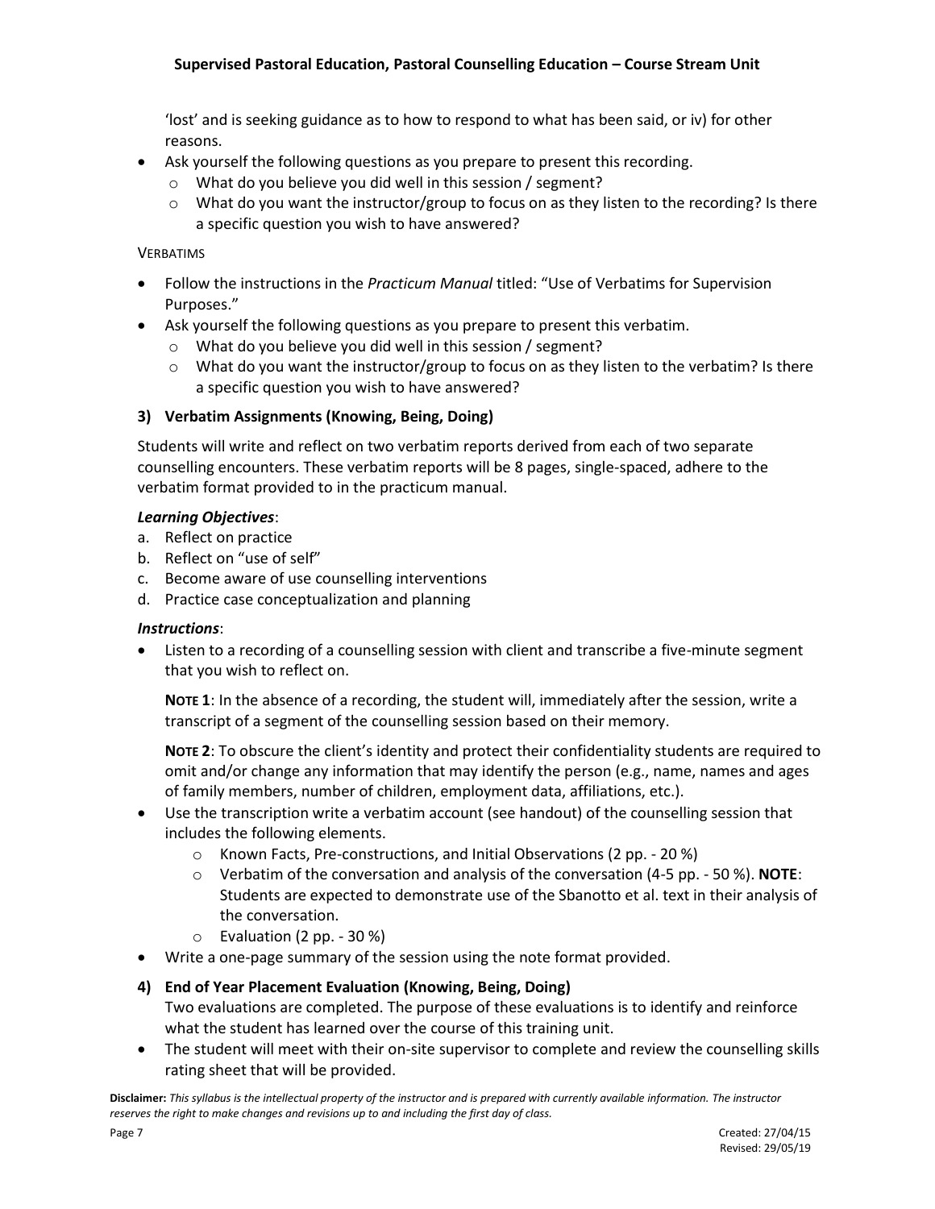'lost' and is seeking guidance as to how to respond to what has been said, or iv) for other reasons.

- Ask yourself the following questions as you prepare to present this recording.
  - What do you believe you did well in this session / segment?
  - What do you want the instructor/group to focus on as they listen to the recording? Is there a specific question you wish to have answered?

VERBATIMS

- Follow the instructions in the *Practicum Manual* titled: "Use of Verbatims for Supervision Purposes."
- Ask yourself the following questions as you prepare to present this verbatim.
  - What do you believe you did well in this session / segment?
  - What do you want the instructor/group to focus on as they listen to the verbatim? Is there a specific question you wish to have answered?

### 3) Verbatim Assignments (Knowing, Being, Doing)

Students will write and reflect on two verbatim reports derived from each of two separate counselling encounters. These verbatim reports will be 8 pages, single-spaced, adhere to the verbatim format provided to in the practicum manual.

***Learning Objectives***:

a. Reflect on practice
b. Reflect on "use of self"
c. Become aware of use counselling interventions
d. Practice case conceptualization and planning

***Instructions***:

- Listen to a recording of a counselling session with client and transcribe a five-minute segment that you wish to reflect on.

  **NOTE 1**: In the absence of a recording, the student will, immediately after the session, write a transcript of a segment of the counselling session based on their memory.

  **NOTE 2**: To obscure the client's identity and protect their confidentiality students are required to omit and/or change any information that may identify the person (e.g., name, names and ages of family members, number of children, employment data, affiliations, etc.).

- Use the transcription write a verbatim account (see handout) of the counselling session that includes the following elements.
  - Known Facts, Pre-constructions, and Initial Observations (2 pp. - 20 %)
  - Verbatim of the conversation and analysis of the conversation (4-5 pp. - 50 %). **NOTE**: Students are expected to demonstrate use of the Sbanotto et al. text in their analysis of the conversation.
  - Evaluation (2 pp. - 30 %)
- Write a one-page summary of the session using the note format provided.

### 4) End of Year Placement Evaluation (Knowing, Being, Doing)

Two evaluations are completed. The purpose of these evaluations is to identify and reinforce what the student has learned over the course of this training unit.

- The student will meet with their on-site supervisor to complete and review the counselling skills rating sheet that will be provided.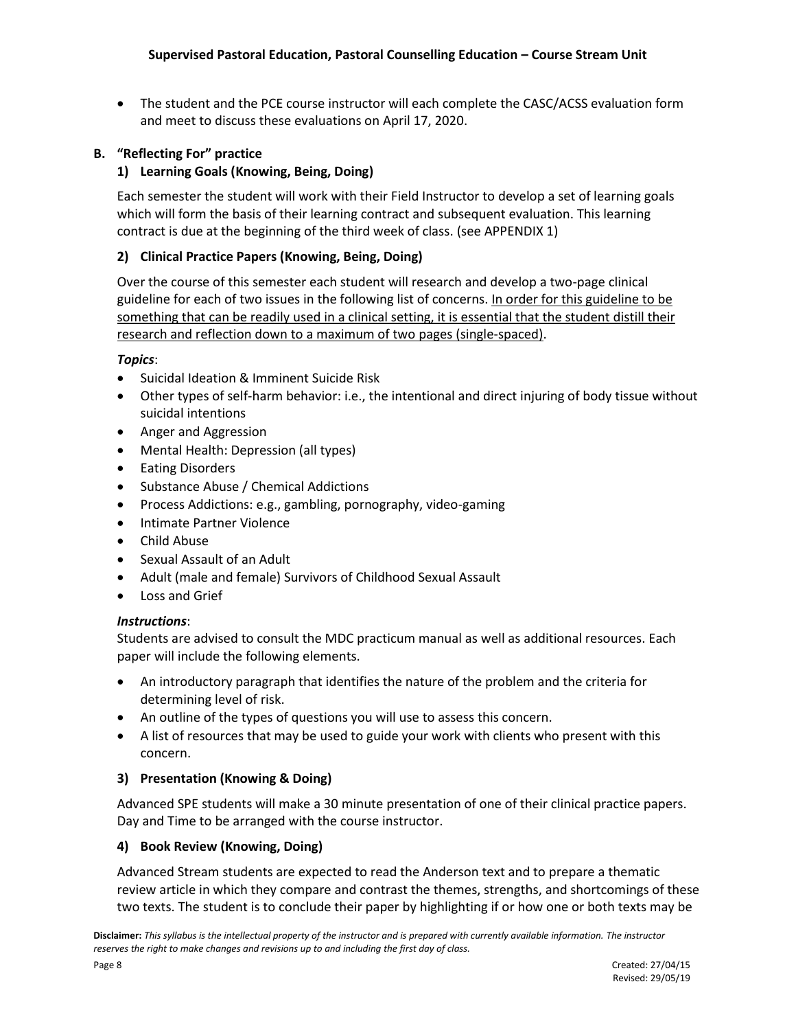- The student and the PCE course instructor will each complete the CASC/ACSS evaluation form and meet to discuss these evaluations on April 17, 2020.

### B. "Reflecting For" practice

#### 1) Learning Goals (Knowing, Being, Doing)

Each semester the student will work with their Field Instructor to develop a set of learning goals which will form the basis of their learning contract and subsequent evaluation. This learning contract is due at the beginning of the third week of class. (see APPENDIX 1)

#### 2) Clinical Practice Papers (Knowing, Being, Doing)

Over the course of this semester each student will research and develop a two-page clinical guideline for each of two issues in the following list of concerns. <u>In order for this guideline to be something that can be readily used in a clinical setting, it is essential that the student distill their research and reflection down to a maximum of two pages (single-spaced)</u>.

***Topics***:

- Suicidal Ideation & Imminent Suicide Risk
- Other types of self-harm behavior: i.e., the intentional and direct injuring of body tissue without suicidal intentions
- Anger and Aggression
- Mental Health: Depression (all types)
- Eating Disorders
- Substance Abuse / Chemical Addictions
- Process Addictions: e.g., gambling, pornography, video-gaming
- Intimate Partner Violence
- Child Abuse
- Sexual Assault of an Adult
- Adult (male and female) Survivors of Childhood Sexual Assault
- Loss and Grief

***Instructions***:

Students are advised to consult the MDC practicum manual as well as additional resources. Each paper will include the following elements.

- An introductory paragraph that identifies the nature of the problem and the criteria for determining level of risk.
- An outline of the types of questions you will use to assess this concern.
- A list of resources that may be used to guide your work with clients who present with this concern.

#### 3) Presentation (Knowing & Doing)

Advanced SPE students will make a 30 minute presentation of one of their clinical practice papers. Day and Time to be arranged with the course instructor.

#### 4) Book Review (Knowing, Doing)

Advanced Stream students are expected to read the Anderson text and to prepare a thematic review article in which they compare and contrast the themes, strengths, and shortcomings of these two texts. The student is to conclude their paper by highlighting if or how one or both texts may be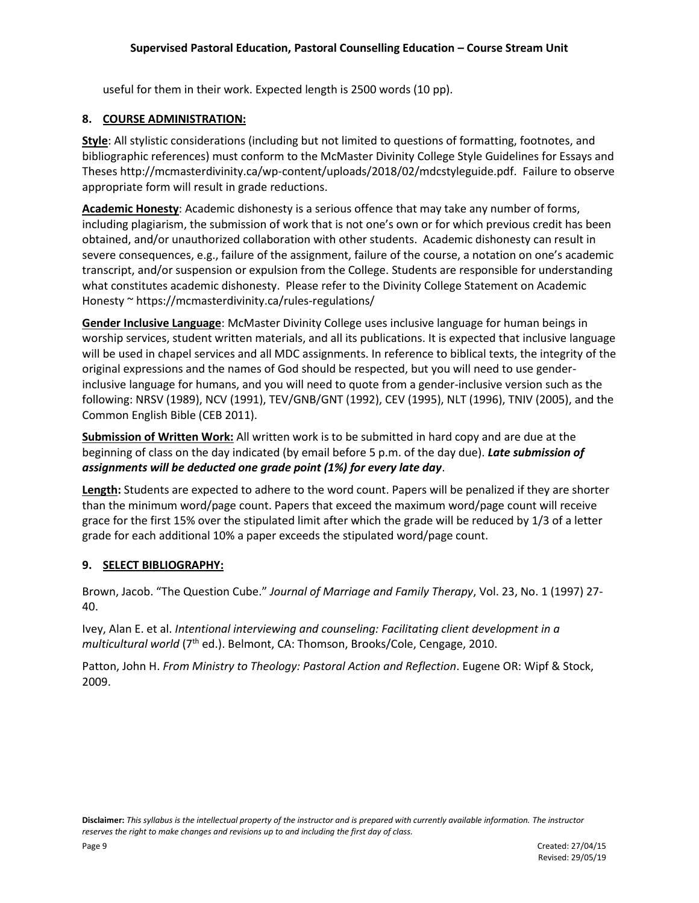useful for them in their work. Expected length is 2500 words (10 pp).

## 8. COURSE ADMINISTRATION:

**Style**: All stylistic considerations (including but not limited to questions of formatting, footnotes, and bibliographic references) must conform to the McMaster Divinity College Style Guidelines for Essays and Theses http://mcmasterdivinity.ca/wp-content/uploads/2018/02/mdcstyleguide.pdf. Failure to observe appropriate form will result in grade reductions.

**Academic Honesty**: Academic dishonesty is a serious offence that may take any number of forms, including plagiarism, the submission of work that is not one's own or for which previous credit has been obtained, and/or unauthorized collaboration with other students. Academic dishonesty can result in severe consequences, e.g., failure of the assignment, failure of the course, a notation on one's academic transcript, and/or suspension or expulsion from the College. Students are responsible for understanding what constitutes academic dishonesty. Please refer to the Divinity College Statement on Academic Honesty ~ https://mcmasterdivinity.ca/rules-regulations/

**Gender Inclusive Language**: McMaster Divinity College uses inclusive language for human beings in worship services, student written materials, and all its publications. It is expected that inclusive language will be used in chapel services and all MDC assignments. In reference to biblical texts, the integrity of the original expressions and the names of God should be respected, but you will need to use gender-inclusive language for humans, and you will need to quote from a gender-inclusive version such as the following: NRSV (1989), NCV (1991), TEV/GNB/GNT (1992), CEV (1995), NLT (1996), TNIV (2005), and the Common English Bible (CEB 2011).

**Submission of Written Work:** All written work is to be submitted in hard copy and are due at the beginning of class on the day indicated (by email before 5 p.m. of the day due). ***Late submission of assignments will be deducted one grade point (1%) for every late day***.

**Length:** Students are expected to adhere to the word count. Papers will be penalized if they are shorter than the minimum word/page count. Papers that exceed the maximum word/page count will receive grace for the first 15% over the stipulated limit after which the grade will be reduced by 1/3 of a letter grade for each additional 10% a paper exceeds the stipulated word/page count.

## 9. SELECT BIBLIOGRAPHY:

Brown, Jacob. "The Question Cube." *Journal of Marriage and Family Therapy*, Vol. 23, No. 1 (1997) 27-40.

Ivey, Alan E. et al. *Intentional interviewing and counseling: Facilitating client development in a multicultural world* (7th ed.). Belmont, CA: Thomson, Brooks/Cole, Cengage, 2010.

Patton, John H. *From Ministry to Theology: Pastoral Action and Reflection*. Eugene OR: Wipf & Stock, 2009.

**Disclaimer:** *This syllabus is the intellectual property of the instructor and is prepared with currently available information. The instructor reserves the right to make changes and revisions up to and including the first day of class.*

Created: 27/04/15
Revised: 29/05/19